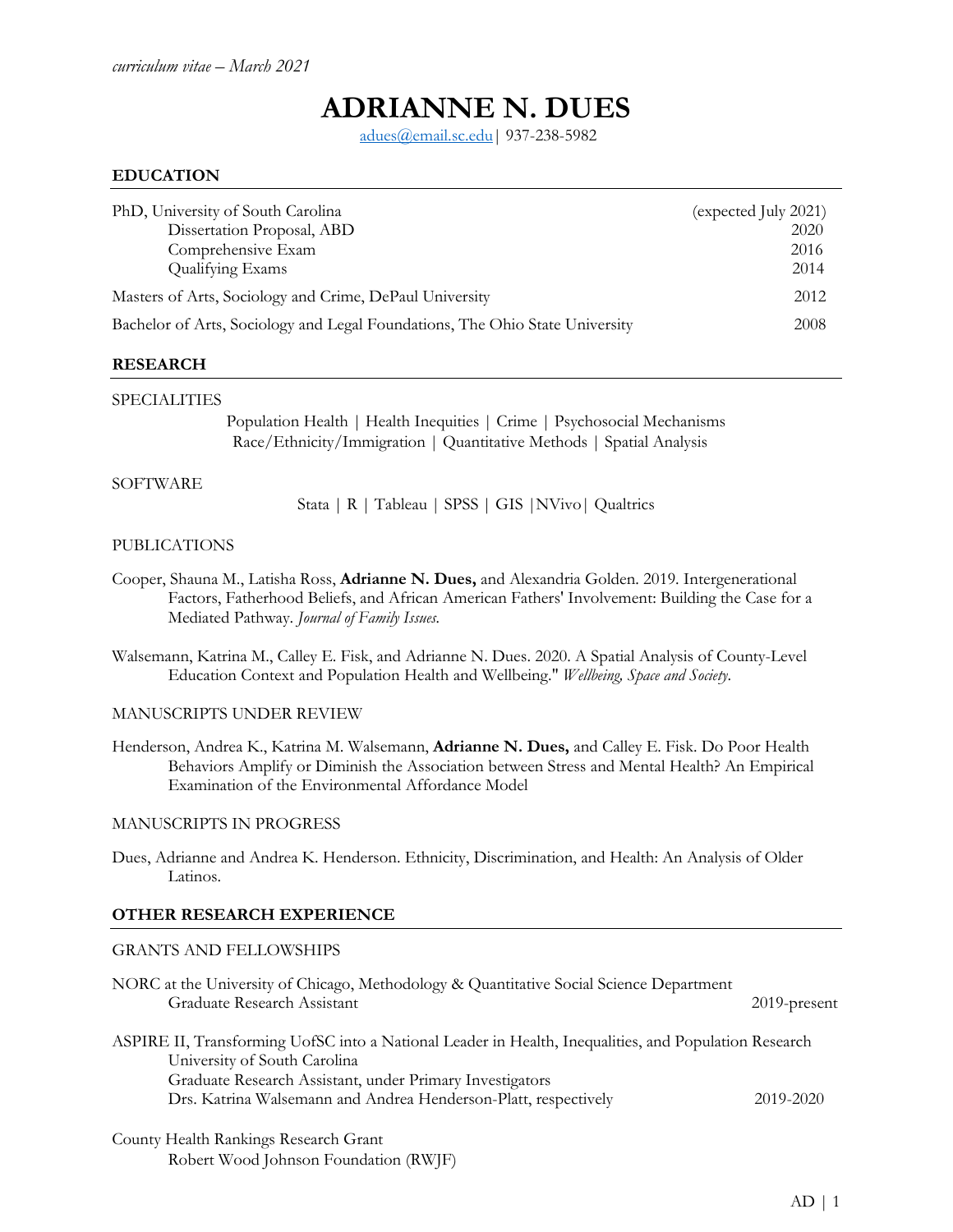*curriculum vitae – March 2021*

# ADRIANNE N. DUES

adues@email.sc.edu| 937-238-5982

## EDUCATION

PhD, University of South Carolina (expected July 2021)
- Dissertation Proposal, ABD 2020
- Comprehensive Exam 2016
- Qualifying Exams 2014

Masters of Arts, Sociology and Crime, DePaul University 2012

Bachelor of Arts, Sociology and Legal Foundations, The Ohio State University 2008

## RESEARCH

### SPECIALITIES

Population Health | Health Inequities | Crime | Psychosocial Mechanisms
Race/Ethnicity/Immigration | Quantitative Methods | Spatial Analysis

### SOFTWARE

Stata | R | Tableau | SPSS | GIS |NVivo| Qualtrics

### PUBLICATIONS

Cooper, Shauna M., Latisha Ross, **Adrianne N. Dues,** and Alexandria Golden. 2019. Intergenerational Factors, Fatherhood Beliefs, and African American Fathers' Involvement: Building the Case for a Mediated Pathway. *Journal of Family Issues.*

Walsemann, Katrina M., Calley E. Fisk, and Adrianne N. Dues. 2020. A Spatial Analysis of County-Level Education Context and Population Health and Wellbeing." *Wellbeing, Space and Society.*

### MANUSCRIPTS UNDER REVIEW

Henderson, Andrea K., Katrina M. Walsemann, **Adrianne N. Dues,** and Calley E. Fisk. Do Poor Health Behaviors Amplify or Diminish the Association between Stress and Mental Health? An Empirical Examination of the Environmental Affordance Model

### MANUSCRIPTS IN PROGRESS

Dues, Adrianne and Andrea K. Henderson. Ethnicity, Discrimination, and Health: An Analysis of Older Latinos.

## OTHER RESEARCH EXPERIENCE

### GRANTS AND FELLOWSHIPS

NORC at the University of Chicago, Methodology & Quantitative Social Science Department
Graduate Research Assistant 2019-present

ASPIRE II, Transforming UofSC into a National Leader in Health, Inequalities, and Population Research
University of South Carolina
Graduate Research Assistant, under Primary Investigators
Drs. Katrina Walsemann and Andrea Henderson-Platt, respectively 2019-2020

County Health Rankings Research Grant
Robert Wood Johnson Foundation (RWJF)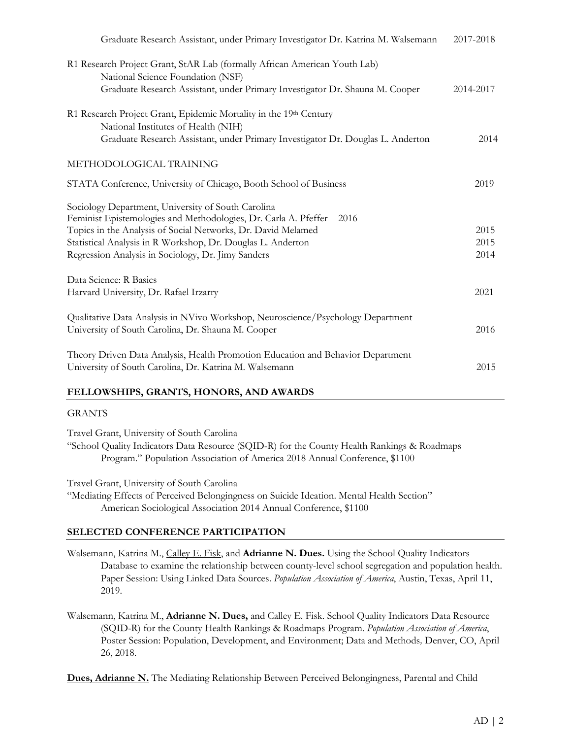Graduate Research Assistant, under Primary Investigator Dr. Katrina M. Walsemann 2017-2018

R1 Research Project Grant, StAR Lab (formally African American Youth Lab)
National Science Foundation (NSF)
Graduate Research Assistant, under Primary Investigator Dr. Shauna M. Cooper 2014-2017

R1 Research Project Grant, Epidemic Mortality in the 19th Century
National Institutes of Health (NIH)
Graduate Research Assistant, under Primary Investigator Dr. Douglas L. Anderton 2014

### METHODOLOGICAL TRAINING

STATA Conference, University of Chicago, Booth School of Business 2019

Sociology Department, University of South Carolina
Feminist Epistemologies and Methodologies, Dr. Carla A. Pfeffer 2016
Topics in the Analysis of Social Networks, Dr. David Melamed 2015
Statistical Analysis in R Workshop, Dr. Douglas L. Anderton 2015
Regression Analysis in Sociology, Dr. Jimy Sanders 2014

Data Science: R Basics
Harvard University, Dr. Rafael Irzarry 2021

Qualitative Data Analysis in NVivo Workshop, Neuroscience/Psychology Department
University of South Carolina, Dr. Shauna M. Cooper 2016

Theory Driven Data Analysis, Health Promotion Education and Behavior Department
University of South Carolina, Dr. Katrina M. Walsemann 2015

## FELLOWSHIPS, GRANTS, HONORS, AND AWARDS

### GRANTS

Travel Grant, University of South Carolina
"School Quality Indicators Data Resource (SQID-R) for the County Health Rankings & Roadmaps Program." Population Association of America 2018 Annual Conference, $1100

Travel Grant, University of South Carolina
"Mediating Effects of Perceived Belongingness on Suicide Ideation. Mental Health Section" American Sociological Association 2014 Annual Conference, $1100

## SELECTED CONFERENCE PARTICIPATION

Walsemann, Katrina M., Calley E. Fisk, and **Adrianne N. Dues.** Using the School Quality Indicators Database to examine the relationship between county-level school segregation and population health. Paper Session: Using Linked Data Sources. *Population Association of America*, Austin, Texas, April 11, 2019.

Walsemann, Katrina M., **Adrianne N. Dues,** and Calley E. Fisk. School Quality Indicators Data Resource (SQID-R) for the County Health Rankings & Roadmaps Program. *Population Association of America*, Poster Session: Population, Development, and Environment; Data and Methods, Denver, CO, April 26, 2018.

**Dues, Adrianne N.** The Mediating Relationship Between Perceived Belongingness, Parental and Child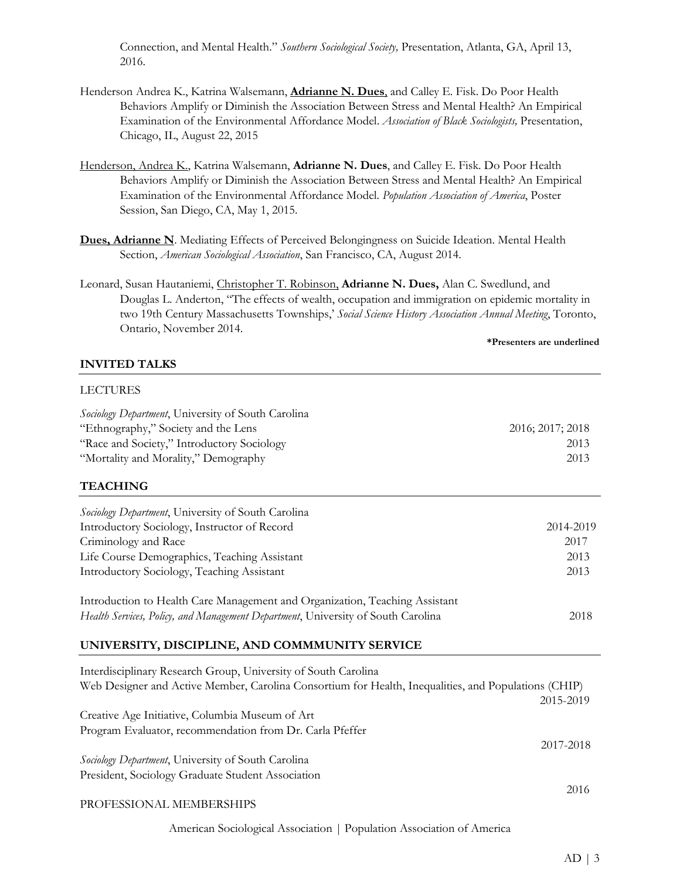Connection, and Mental Health." *Southern Sociological Society,* Presentation, Atlanta, GA, April 13, 2016.

Henderson Andrea K., Katrina Walsemann, **<u>Adrianne N. Dues</u>**, and Calley E. Fisk. Do Poor Health Behaviors Amplify or Diminish the Association Between Stress and Mental Health? An Empirical Examination of the Environmental Affordance Model. *Association of Black Sociologists,* Presentation, Chicago, IL, August 22, 2015

<u>Henderson, Andrea K.</u>, Katrina Walsemann, **Adrianne N. Dues**, and Calley E. Fisk. Do Poor Health Behaviors Amplify or Diminish the Association Between Stress and Mental Health? An Empirical Examination of the Environmental Affordance Model. *Population Association of America*, Poster Session, San Diego, CA, May 1, 2015.

**<u>Dues, Adrianne N</u>**. Mediating Effects of Perceived Belongingness on Suicide Ideation. Mental Health Section, *American Sociological Association*, San Francisco, CA, August 2014.

Leonard, Susan Hautaniemi, <u>Christopher T. Robinson,</u> **Adrianne N. Dues,** Alan C. Swedlund, and Douglas L. Anderton, "The effects of wealth, occupation and immigration on epidemic mortality in two 19th Century Massachusetts Townships,' *Social Science History Association Annual Meeting*, Toronto, Ontario, November 2014.

**\*Presenters are underlined**

## INVITED TALKS

LECTURES

*Sociology Department*, University of South Carolina

| | |
|---|---|
| "Ethnography," Society and the Lens | 2016; 2017; 2018 |
| "Race and Society," Introductory Sociology | 2013 |
| "Mortality and Morality," Demography | 2013 |

## TEACHING

*Sociology Department*, University of South Carolina

| | |
|---|---|
| Introductory Sociology, Instructor of Record | 2014-2019 |
| Criminology and Race | 2017 |
| Life Course Demographics, Teaching Assistant | 2013 |
| Introductory Sociology, Teaching Assistant | 2013 |

Introduction to Health Care Management and Organization, Teaching Assistant
*Health Services, Policy, and Management Department*, University of South Carolina — 2018

## UNIVERSITY, DISCIPLINE, AND COMMMUNITY SERVICE

Interdisciplinary Research Group, University of South Carolina
Web Designer and Active Member, Carolina Consortium for Health, Inequalities, and Populations (CHIP) — 2015-2019

Creative Age Initiative, Columbia Museum of Art
Program Evaluator, recommendation from Dr. Carla Pfeffer — 2017-2018

*Sociology Department*, University of South Carolina
President, Sociology Graduate Student Association — 2016

PROFESSIONAL MEMBERSHIPS

American Sociological Association | Population Association of America